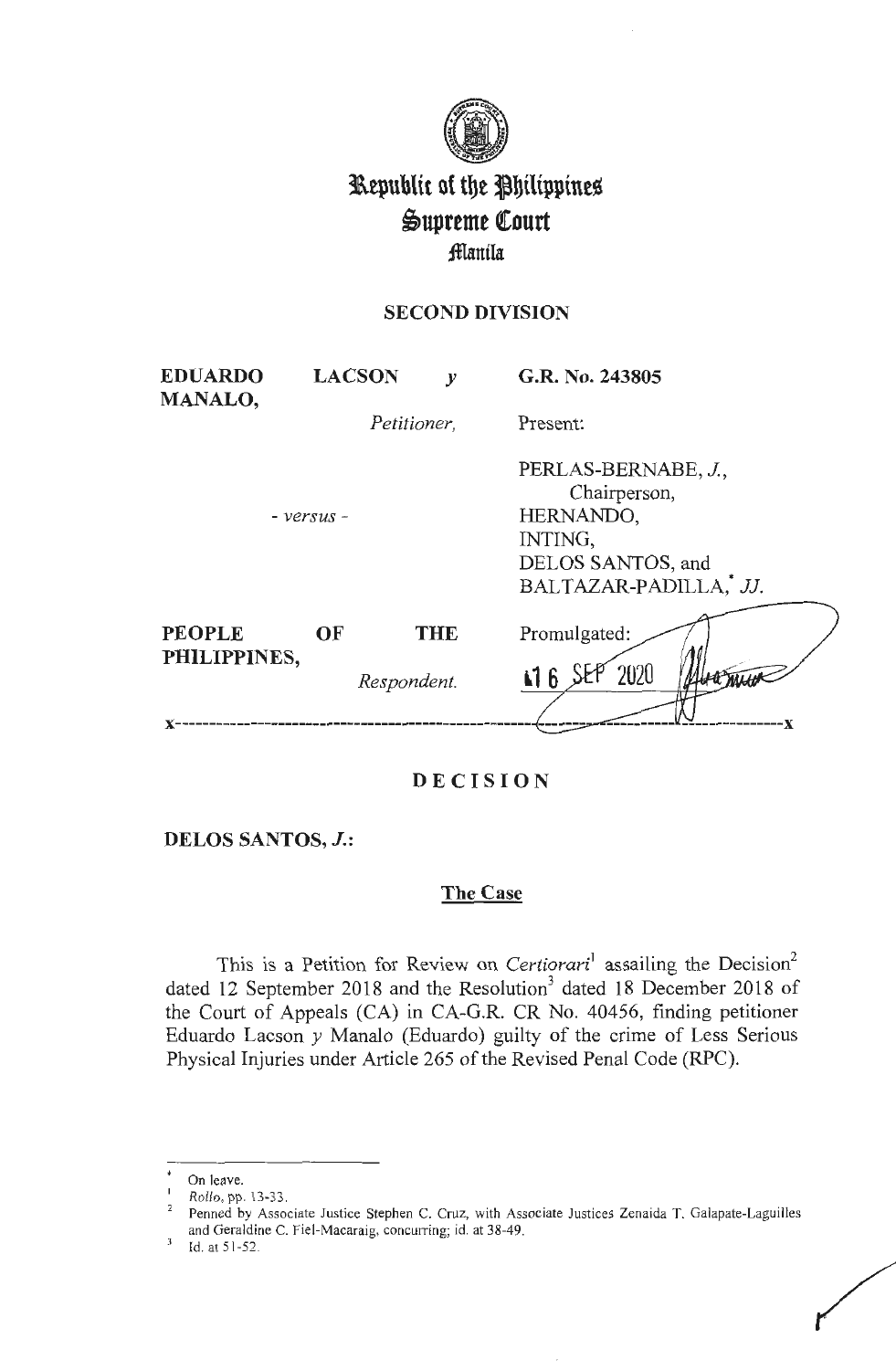# Republic of the Philippines
# Supreme Court
## Manila

### SECOND DIVISION

| | |
|---|---|
| **EDUARDO LACSON y MANALO,** *Petitioner,* | **G.R. No. 243805** |
| | Present: |
| - *versus* - | PERLAS-BERNABE, *J.*, Chairperson, HERNANDO, INTING, DELOS SANTOS, and BALTAZAR-PADILLA,[*] *JJ.* |
| **PEOPLE OF THE PHILIPPINES,** *Respondent.* | Promulgated: 16 SEP 2020 |

x-----------------------------------------------------------------------------------------x

## DECISION

**DELOS SANTOS, *J.*:**

### The Case

This is a Petition for Review on *Certiorari*[1] assailing the Decision[2] dated 12 September 2018 and the Resolution[3] dated 18 December 2018 of the Court of Appeals (CA) in CA-G.R. CR No. 40456, finding petitioner Eduardo Lacson *y* Manalo (Eduardo) guilty of the crime of Less Serious Physical Injuries under Article 265 of the Revised Penal Code (RPC).

---

[*] On leave.

[1] *Rollo*, pp. 13-33.

[2] Penned by Associate Justice Stephen C. Cruz, with Associate Justices Zenaida T. Galapate-Laguilles and Geraldine C. Fiel-Macaraig, concurring; id. at 38-49.

[3] Id. at 51-52.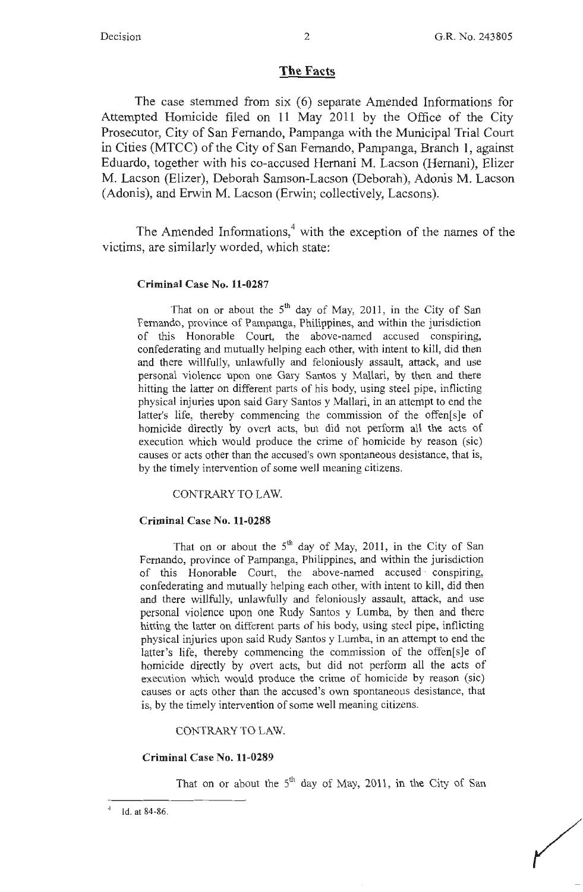## The Facts

The case stemmed from six (6) separate Amended Informations for Attempted Homicide filed on 11 May 2011 by the Office of the City Prosecutor, City of San Fernando, Pampanga with the Municipal Trial Court in Cities (MTCC) of the City of San Fernando, Pampanga, Branch 1, against Eduardo, together with his co-accused Hernani M. Lacson (Hernani), Elizer M. Lacson (Elizer), Deborah Samson-Lacson (Deborah), Adonis M. Lacson (Adonis), and Erwin M. Lacson (Erwin; collectively, Lacsons).

The Amended Informations,[4] with the exception of the names of the victims, are similarly worded, which state:

**Criminal Case No. 11-0287**

> That on or about the 5th day of May, 2011, in the City of San Fernando, province of Pampanga, Philippines, and within the jurisdiction of this Honorable Court, the above-named accused conspiring, confederating and mutually helping each other, with intent to kill, did then and there willfully, unlawfully and feloniously assault, attack, and use personal violence upon one Gary Santos y Mallari, by then and there hitting the latter on different parts of his body, using steel pipe, inflicting physical injuries upon said Gary Santos y Mallari, in an attempt to end the latter's life, thereby commencing the commission of the offen[s]e of homicide directly by overt acts, but did not perform all the acts of execution which would produce the crime of homicide by reason (sic) causes or acts other than the accused's own spontaneous desistance, that is, by the timely intervention of some well meaning citizens.
>
> CONTRARY TO LAW.

**Criminal Case No. 11-0288**

> That on or about the 5th day of May, 2011, in the City of San Fernando, province of Pampanga, Philippines, and within the jurisdiction of this Honorable Court, the above-named accused conspiring, confederating and mutually helping each other, with intent to kill, did then and there willfully, unlawfully and feloniously assault, attack, and use personal violence upon one Rudy Santos y Lumba, by then and there hitting the latter on different parts of his body, using steel pipe, inflicting physical injuries upon said Rudy Santos y Lumba, in an attempt to end the latter's life, thereby commencing the commission of the offen[s]e of homicide directly by overt acts, but did not perform all the acts of execution which would produce the crime of homicide by reason (sic) causes or acts other than the accused's own spontaneous desistance, that is, by the timely intervention of some well meaning citizens.
>
> CONTRARY TO LAW.

**Criminal Case No. 11-0289**

> That on or about the 5th day of May, 2011, in the City of San

---

[4] Id. at 84-86.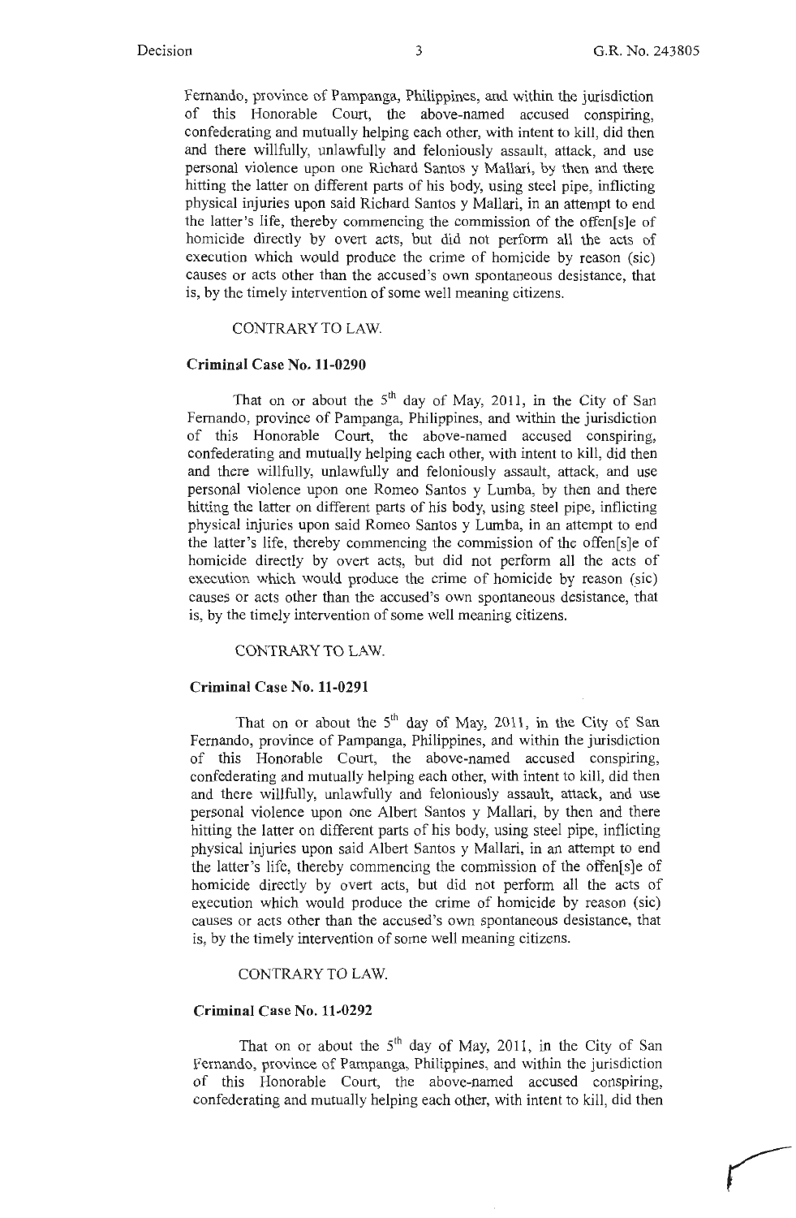Fernando, province of Pampanga, Philippines, and within the jurisdiction of this Honorable Court, the above-named accused conspiring, confederating and mutually helping each other, with intent to kill, did then and there willfully, unlawfully and feloniously assault, attack, and use personal violence upon one Richard Santos y Mallari, by then and there hitting the latter on different parts of his body, using steel pipe, inflicting physical injuries upon said Richard Santos y Mallari, in an attempt to end the latter's life, thereby commencing the commission of the offen[s]e of homicide directly by overt acts, but did not perform all the acts of execution which would produce the crime of homicide by reason (sic) causes or acts other than the accused's own spontaneous desistance, that is, by the timely intervention of some well meaning citizens.

CONTRARY TO LAW.

**Criminal Case No. 11-0290**

That on or about the 5th day of May, 2011, in the City of San Fernando, province of Pampanga, Philippines, and within the jurisdiction of this Honorable Court, the above-named accused conspiring, confederating and mutually helping each other, with intent to kill, did then and there willfully, unlawfully and feloniously assault, attack, and use personal violence upon one Romeo Santos y Lumba, by then and there hitting the latter on different parts of his body, using steel pipe, inflicting physical injuries upon said Romeo Santos y Lumba, in an attempt to end the latter's life, thereby commencing the commission of the offen[s]e of homicide directly by overt acts, but did not perform all the acts of execution which would produce the crime of homicide by reason (sic) causes or acts other than the accused's own spontaneous desistance, that is, by the timely intervention of some well meaning citizens.

CONTRARY TO LAW.

**Criminal Case No. 11-0291**

That on or about the 5th day of May, 2011, in the City of San Fernando, province of Pampanga, Philippines, and within the jurisdiction of this Honorable Court, the above-named accused conspiring, confederating and mutually helping each other, with intent to kill, did then and there willfully, unlawfully and feloniously assault, attack, and use personal violence upon one Albert Santos y Mallari, by then and there hitting the latter on different parts of his body, using steel pipe, inflicting physical injuries upon said Albert Santos y Mallari, in an attempt to end the latter's life, thereby commencing the commission of the offen[s]e of homicide directly by overt acts, but did not perform all the acts of execution which would produce the crime of homicide by reason (sic) causes or acts other than the accused's own spontaneous desistance, that is, by the timely intervention of some well meaning citizens.

CONTRARY TO LAW.

**Criminal Case No. 11-0292**

That on or about the 5th day of May, 2011, in the City of San Fernando, province of Pampanga, Philippines, and within the jurisdiction of this Honorable Court, the above-named accused conspiring, confederating and mutually helping each other, with intent to kill, did then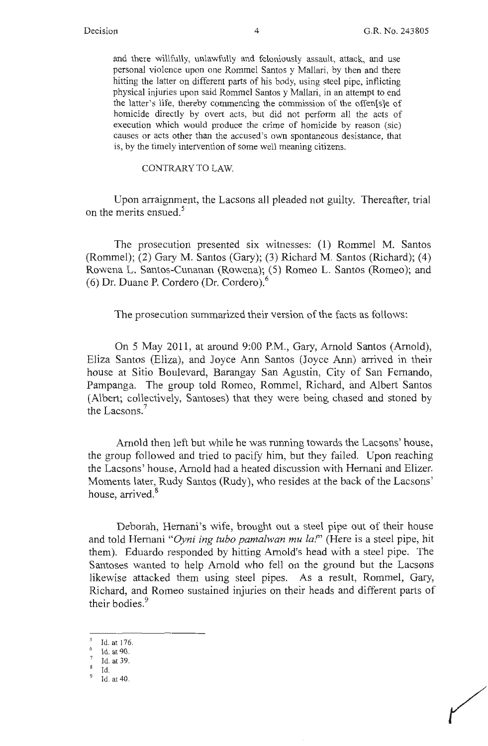and there willfully, unlawfully and feloniously assault, attack, and use personal violence upon one Rommel Santos y Mallari, by then and there hitting the latter on different parts of his body, using steel pipe, inflicting physical injuries upon said Rommel Santos y Mallari, in an attempt to end the latter's life, thereby commencing the commission of the offen[s]e of homicide directly by overt acts, but did not perform all the acts of execution which would produce the crime of homicide by reason (sic) causes or acts other than the accused's own spontaneous desistance, that is, by the timely intervention of some well meaning citizens.

CONTRARY TO LAW.

Upon arraignment, the Lacsons all pleaded not guilty. Thereafter, trial on the merits ensued.[5]

The prosecution presented six witnesses: (1) Rommel M. Santos (Rommel); (2) Gary M. Santos (Gary); (3) Richard M. Santos (Richard); (4) Rowena L. Santos-Cunanan (Rowena); (5) Romeo L. Santos (Romeo); and (6) Dr. Duane P. Cordero (Dr. Cordero).[6]

The prosecution summarized their version of the facts as follows:

On 5 May 2011, at around 9:00 P.M., Gary, Arnold Santos (Arnold), Eliza Santos (Eliza), and Joyce Ann Santos (Joyce Ann) arrived in their house at Sitio Boulevard, Barangay San Agustin, City of San Fernando, Pampanga. The group told Romeo, Rommel, Richard, and Albert Santos (Albert; collectively, Santoses) that they were being chased and stoned by the Lacsons.[7]

Arnold then left but while he was running towards the Lacsons' house, the group followed and tried to pacify him, but they failed. Upon reaching the Lacsons' house, Arnold had a heated discussion with Hernani and Elizer. Moments later, Rudy Santos (Rudy), who resides at the back of the Lacsons' house, arrived.[8]

Deborah, Hernani's wife, brought out a steel pipe out of their house and told Hernani "*Oyni ing tubo pamalwan mu la!*" (Here is a steel pipe, hit them). Eduardo responded by hitting Arnold's head with a steel pipe. The Santoses wanted to help Arnold who fell on the ground but the Lacsons likewise attacked them using steel pipes. As a result, Rommel, Gary, Richard, and Romeo sustained injuries on their heads and different parts of their bodies.[9]

---

[5] Id. at 176.
[6] Id. at 90.
[7] Id. at 39.
[8] Id.
[9] Id. at 40.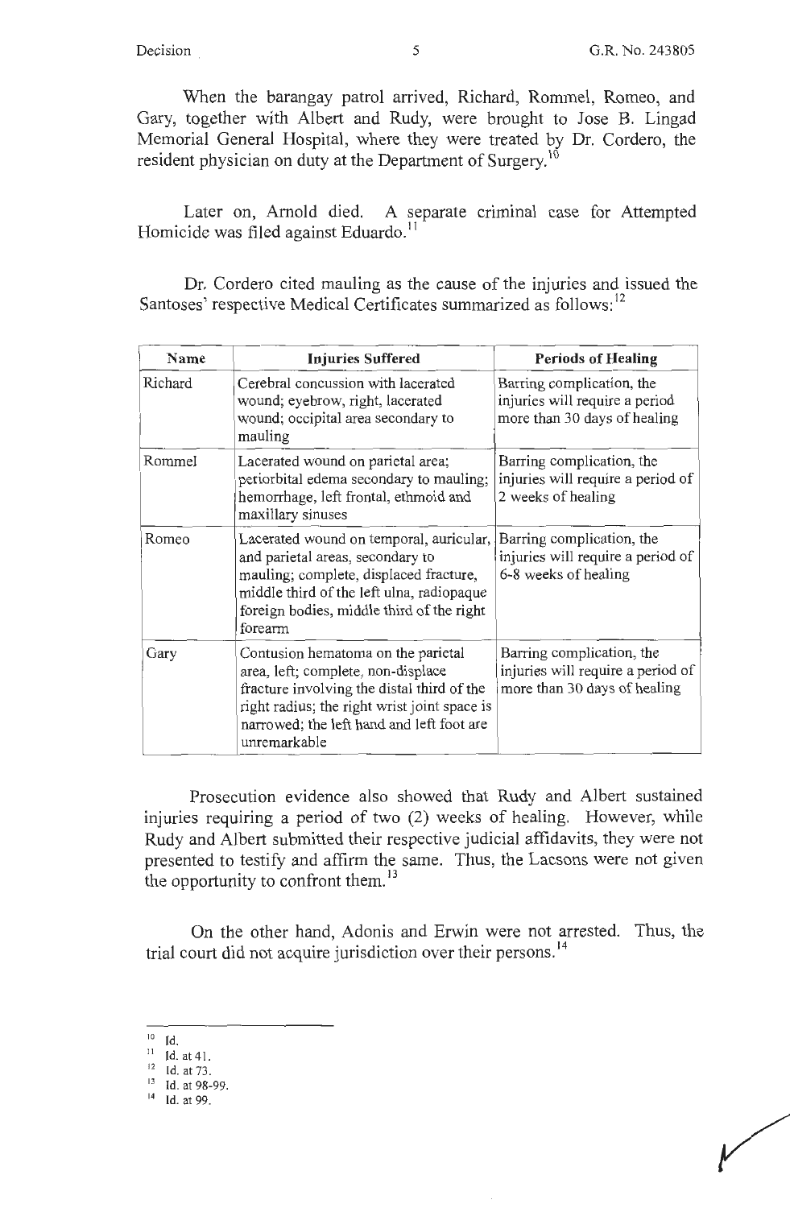When the barangay patrol arrived, Richard, Rommel, Romeo, and Gary, together with Albert and Rudy, were brought to Jose B. Lingad Memorial General Hospital, where they were treated by Dr. Cordero, the resident physician on duty at the Department of Surgery.[10]

Later on, Arnold died. A separate criminal case for Attempted Homicide was filed against Eduardo.[11]

Dr. Cordero cited mauling as the cause of the injuries and issued the Santoses' respective Medical Certificates summarized as follows:[12]

| Name | Injuries Suffered | Periods of Healing |
|---|---|---|
| Richard | Cerebral concussion with lacerated wound; eyebrow, right, lacerated wound; occipital area secondary to mauling | Barring complication, the injuries will require a period more than 30 days of healing |
| Rommel | Lacerated wound on parietal area; periorbital edema secondary to mauling; hemorrhage, left frontal, ethmoid and maxillary sinuses | Barring complication, the injuries will require a period of 2 weeks of healing |
| Romeo | Lacerated wound on temporal, auricular, and parietal areas, secondary to mauling; complete, displaced fracture, middle third of the left ulna, radiopaque foreign bodies, middle third of the right forearm | Barring complication, the injuries will require a period of 6-8 weeks of healing |
| Gary | Contusion hematoma on the parietal area, left; complete, non-displace fracture involving the distal third of the right radius; the right wrist joint space is narrowed; the left hand and left foot are unremarkable | Barring complication, the injuries will require a period of more than 30 days of healing |

Prosecution evidence also showed that Rudy and Albert sustained injuries requiring a period of two (2) weeks of healing. However, while Rudy and Albert submitted their respective judicial affidavits, they were not presented to testify and affirm the same. Thus, the Lacsons were not given the opportunity to confront them.[13]

On the other hand, Adonis and Erwin were not arrested. Thus, the trial court did not acquire jurisdiction over their persons.[14]

---

[10] Id.

[11] Id. at 41.

[12] Id. at 73.

[13] Id. at 98-99.

[14] Id. at 99.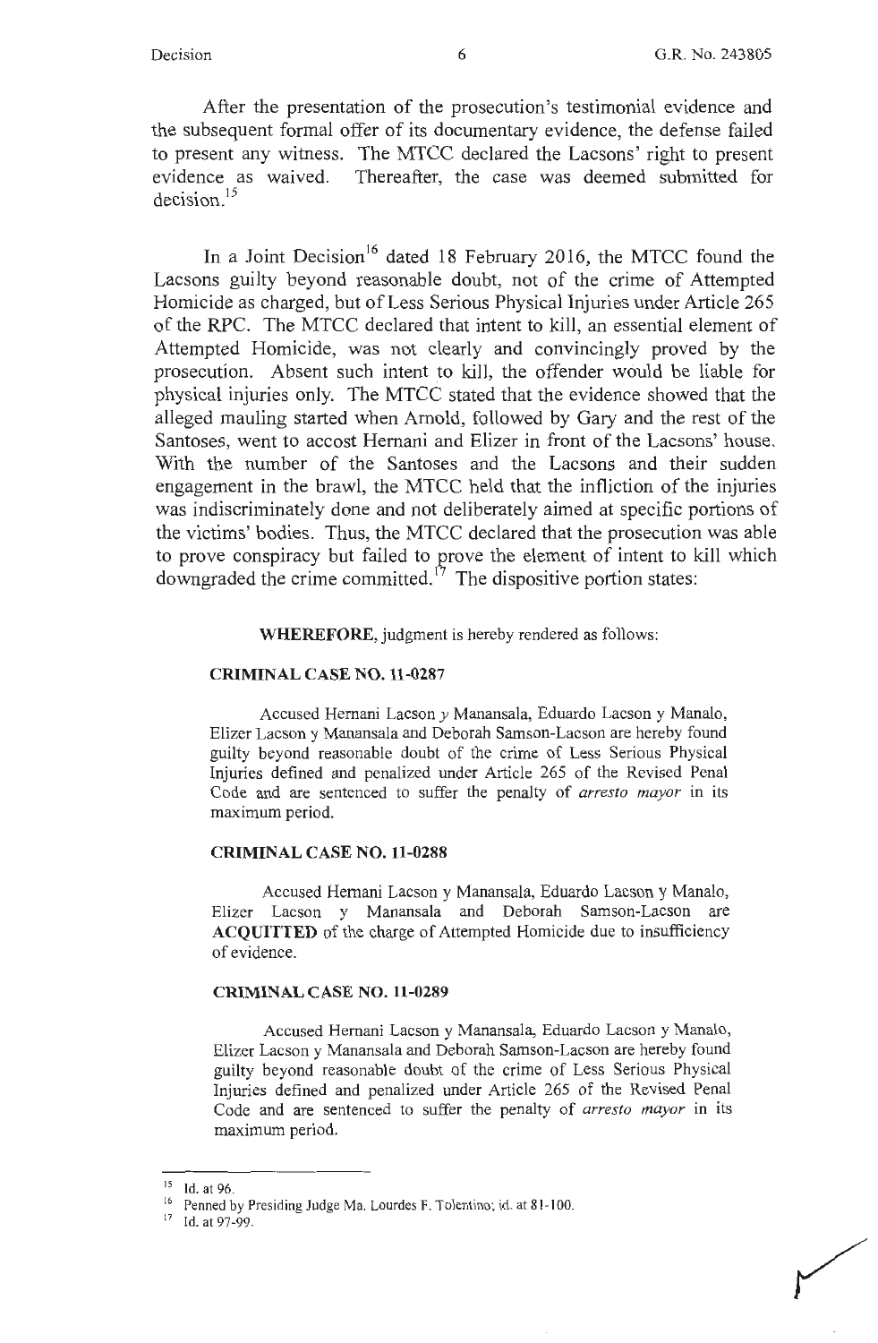After the presentation of the prosecution's testimonial evidence and the subsequent formal offer of its documentary evidence, the defense failed to present any witness. The MTCC declared the Lacsons' right to present evidence as waived. Thereafter, the case was deemed submitted for decision.[15]

In a Joint Decision[16] dated 18 February 2016, the MTCC found the Lacsons guilty beyond reasonable doubt, not of the crime of Attempted Homicide as charged, but of Less Serious Physical Injuries under Article 265 of the RPC. The MTCC declared that intent to kill, an essential element of Attempted Homicide, was not clearly and convincingly proved by the prosecution. Absent such intent to kill, the offender would be liable for physical injuries only. The MTCC stated that the evidence showed that the alleged mauling started when Arnold, followed by Gary and the rest of the Santoses, went to accost Hernani and Elizer in front of the Lacsons' house. With the number of the Santoses and the Lacsons and their sudden engagement in the brawl, the MTCC held that the infliction of the injuries was indiscriminately done and not deliberately aimed at specific portions of the victims' bodies. Thus, the MTCC declared that the prosecution was able to prove conspiracy but failed to prove the element of intent to kill which downgraded the crime committed.[17] The dispositive portion states:

> **WHEREFORE**, judgment is hereby rendered as follows:
>
> **CRIMINAL CASE NO. 11-0287**
>
> Accused Hernani Lacson *y* Manansala, Eduardo Lacson y Manalo, Elizer Lacson y Manansala and Deborah Samson-Lacson are hereby found guilty beyond reasonable doubt of the crime of Less Serious Physical Injuries defined and penalized under Article 265 of the Revised Penal Code and are sentenced to suffer the penalty of *arresto mayor* in its maximum period.
>
> **CRIMINAL CASE NO. 11-0288**
>
> Accused Hernani Lacson y Manansala, Eduardo Lacson y Manalo, Elizer Lacson y Manansala and Deborah Samson-Lacson are **ACQUITTED** of the charge of Attempted Homicide due to insufficiency of evidence.
>
> **CRIMINAL CASE NO. 11-0289**
>
> Accused Hernani Lacson y Manansala, Eduardo Lacson y Manalo, Elizer Lacson y Manansala and Deborah Samson-Lacson are hereby found guilty beyond reasonable doubt of the crime of Less Serious Physical Injuries defined and penalized under Article 265 of the Revised Penal Code and are sentenced to suffer the penalty of *arresto mayor* in its maximum period.

---

[15] Id. at 96.

[16] Penned by Presiding Judge Ma. Lourdes F. Tolentino; id. at 81-100.

[17] Id. at 97-99.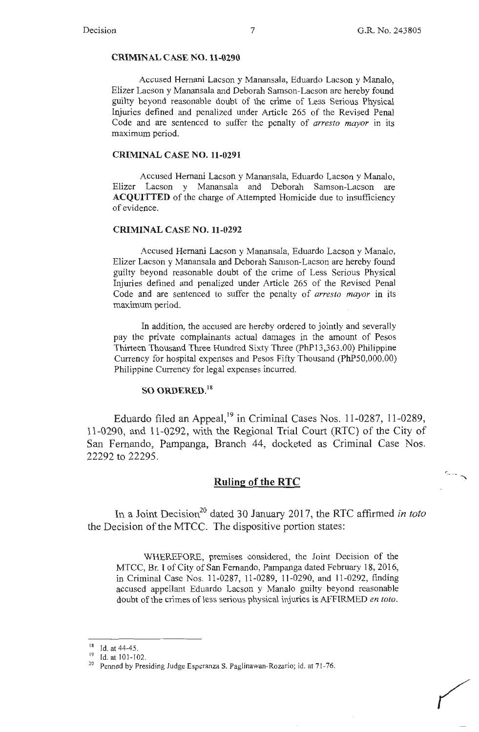**CRIMINAL CASE NO. 11-0290**

Accused Hernani Lacson y Manansala, Eduardo Lacson y Manalo, Elizer Lacson y Manansala and Deborah Samson-Lacson are hereby found guilty beyond reasonable doubt of the crime of Less Serious Physical Injuries defined and penalized under Article 265 of the Revised Penal Code and are sentenced to suffer the penalty of *arresto mayor* in its maximum period.

**CRIMINAL CASE NO. 11-0291**

Accused Hernani Lacson y Manansala, Eduardo Lacson y Manalo, Elizer Lacson y Manansala and Deborah Samson-Lacson are **ACQUITTED** of the charge of Attempted Homicide due to insufficiency of evidence.

**CRIMINAL CASE NO. 11-0292**

Accused Hernani Lacson y Manansala, Eduardo Lacson y Manalo, Elizer Lacson y Manansala and Deborah Samson-Lacson are hereby found guilty beyond reasonable doubt of the crime of Less Serious Physical Injuries defined and penalized under Article 265 of the Revised Penal Code and are sentenced to suffer the penalty of *arresto mayor* in its maximum period.

In addition, the accused are hereby ordered to jointly and severally pay the private complainants actual damages in the amount of Pesos Thirteen Thousand Three Hundred Sixty Three (PhP13,363.00) Philippine Currency for hospital expenses and Pesos Fifty Thousand (PhP50,000.00) Philippine Currency for legal expenses incurred.

**SO ORDERED.**[18]

Eduardo filed an Appeal,[19] in Criminal Cases Nos. 11-0287, 11-0289, 11-0290, and 11-0292, with the Regional Trial Court (RTC) of the City of San Fernando, Pampanga, Branch 44, docketed as Criminal Case Nos. 22292 to 22295.

## Ruling of the RTC

In a Joint Decision[20] dated 30 January 2017, the RTC affirmed *in toto* the Decision of the MTCC. The dispositive portion states:

WHEREFORE, premises considered, the Joint Decision of the MTCC, Br. I of City of San Fernando, Pampanga dated February 18, 2016, in Criminal Case Nos. 11-0287, 11-0289, 11-0290, and 11-0292, finding accused appellant Eduardo Lacson y Manalo guilty beyond reasonable doubt of the crimes of less serious physical injuries is AFFIRMED *en toto*.

---

[18] Id. at 44-45.

[19] Id. at 101-102.

[20] Penned by Presiding Judge Esperanza S. Paglinawan-Rozario; id. at 71-76.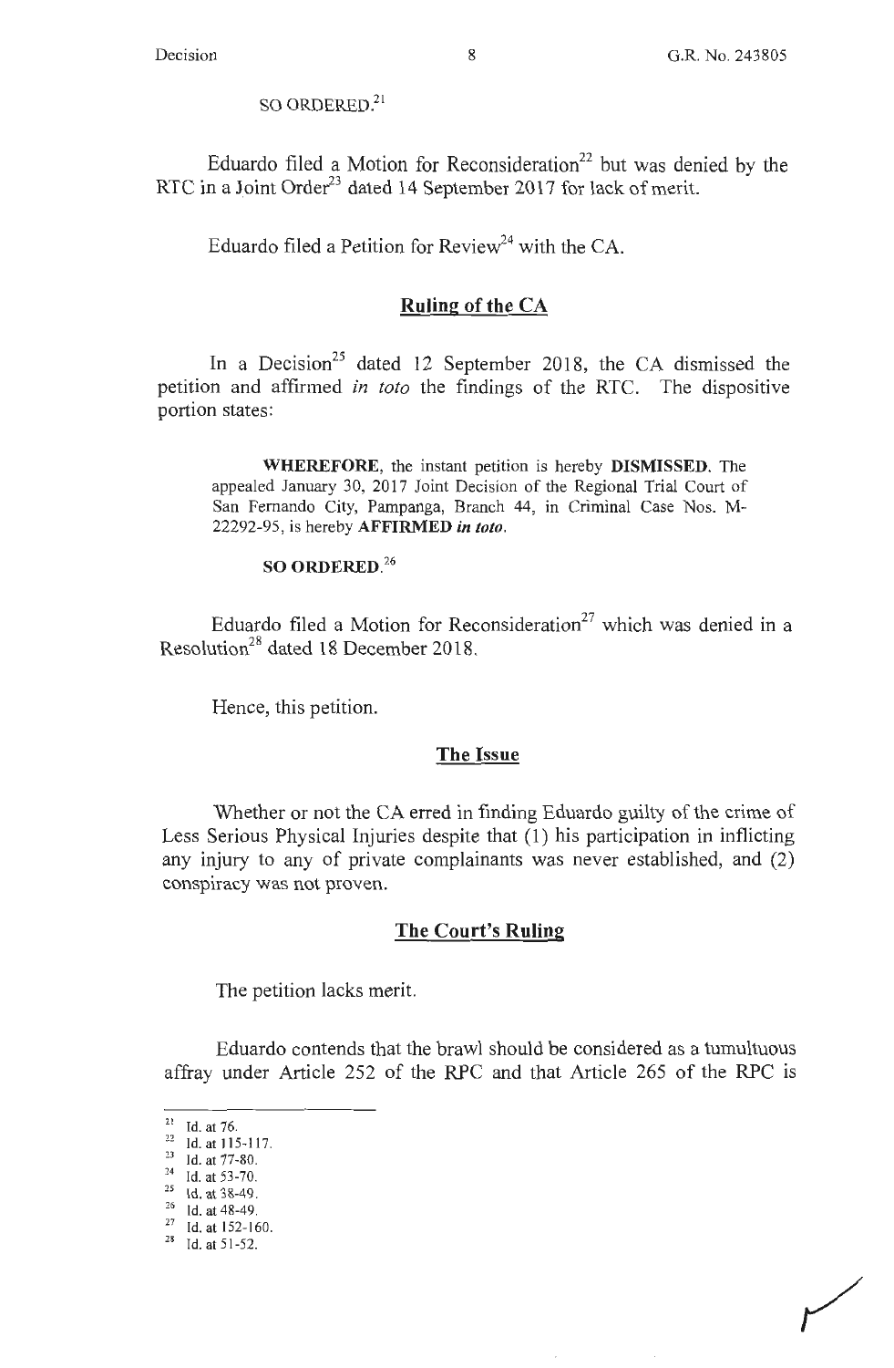SO ORDERED.[21]

Eduardo filed a Motion for Reconsideration[22] but was denied by the RTC in a Joint Order[23] dated 14 September 2017 for lack of merit.

Eduardo filed a Petition for Review[24] with the CA.

## Ruling of the CA

In a Decision[25] dated 12 September 2018, the CA dismissed the petition and affirmed *in toto* the findings of the RTC. The dispositive portion states:

> **WHEREFORE**, the instant petition is hereby **DISMISSED**. The appealed January 30, 2017 Joint Decision of the Regional Trial Court of San Fernando City, Pampanga, Branch 44, in Criminal Case Nos. M-22292-95, is hereby **AFFIRMED *in toto***.
>
> **SO ORDERED.**[26]

Eduardo filed a Motion for Reconsideration[27] which was denied in a Resolution[28] dated 18 December 2018.

Hence, this petition.

## The Issue

Whether or not the CA erred in finding Eduardo guilty of the crime of Less Serious Physical Injuries despite that (1) his participation in inflicting any injury to any of private complainants was never established, and (2) conspiracy was not proven.

## The Court's Ruling

The petition lacks merit.

Eduardo contends that the brawl should be considered as a tumultuous affray under Article 252 of the RPC and that Article 265 of the RPC is

---

[21] Id. at 76.
[22] Id. at 115-117.
[23] Id. at 77-80.
[24] Id. at 53-70.
[25] Id. at 38-49.
[26] Id. at 48-49.
[27] Id. at 152-160.
[28] Id. at 51-52.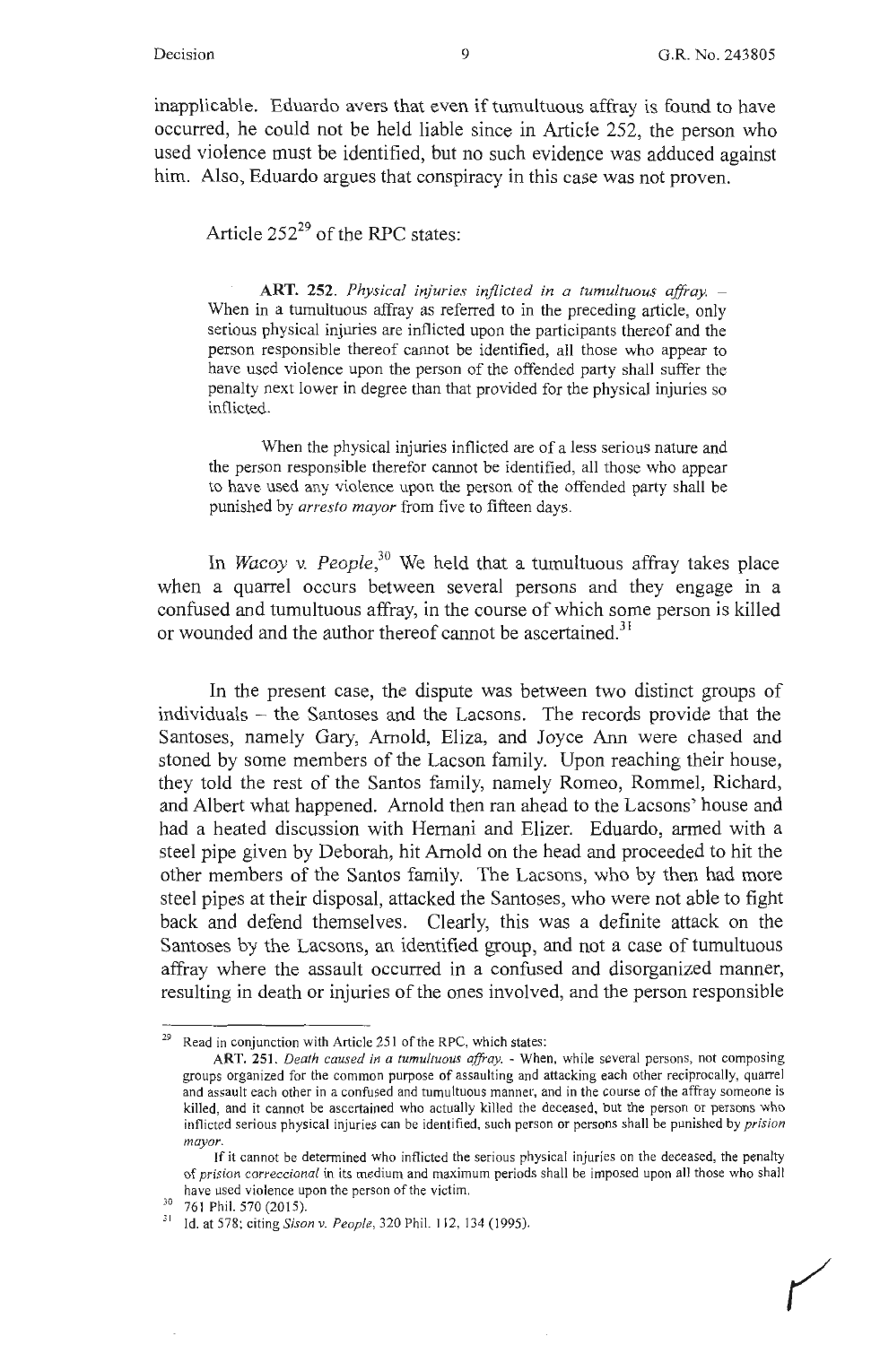inapplicable. Eduardo avers that even if tumultuous affray is found to have occurred, he could not be held liable since in Article 252, the person who used violence must be identified, but no such evidence was adduced against him. Also, Eduardo argues that conspiracy in this case was not proven.

Article 252[29] of the RPC states:

> **ART. 252.** *Physical injuries inflicted in a tumultuous affray.* – When in a tumultuous affray as referred to in the preceding article, only serious physical injuries are inflicted upon the participants thereof and the person responsible thereof cannot be identified, all those who appear to have used violence upon the person of the offended party shall suffer the penalty next lower in degree than that provided for the physical injuries so inflicted.
>
> When the physical injuries inflicted are of a less serious nature and the person responsible therefor cannot be identified, all those who appear to have used any violence upon the person of the offended party shall be punished by *arresto mayor* from five to fifteen days.

In *Wacoy v. People*,[30] We held that a tumultuous affray takes place when a quarrel occurs between several persons and they engage in a confused and tumultuous affray, in the course of which some person is killed or wounded and the author thereof cannot be ascertained.[31]

In the present case, the dispute was between two distinct groups of individuals – the Santoses and the Lacsons. The records provide that the Santoses, namely Gary, Arnold, Eliza, and Joyce Ann were chased and stoned by some members of the Lacson family. Upon reaching their house, they told the rest of the Santos family, namely Romeo, Rommel, Richard, and Albert what happened. Arnold then ran ahead to the Lacsons' house and had a heated discussion with Hernani and Elizer. Eduardo, armed with a steel pipe given by Deborah, hit Arnold on the head and proceeded to hit the other members of the Santos family. The Lacsons, who by then had more steel pipes at their disposal, attacked the Santoses, who were not able to fight back and defend themselves. Clearly, this was a definite attack on the Santoses by the Lacsons, an identified group, and not a case of tumultuous affray where the assault occurred in a confused and disorganized manner, resulting in death or injuries of the ones involved, and the person responsible

---

[29] Read in conjunction with Article 251 of the RPC, which states:

ART. 251. *Death caused in a tumultuous affray.* - When, while several persons, not composing groups organized for the common purpose of assaulting and attacking each other reciprocally, quarrel and assault each other in a confused and tumultuous manner, and in the course of the affray someone is killed, and it cannot be ascertained who actually killed the deceased, but the person or persons who inflicted serious physical injuries can be identified, such person or persons shall be punished by *prision mayor*.

If it cannot be determined who inflicted the serious physical injuries on the deceased, the penalty of *prision correccional* in its medium and maximum periods shall be imposed upon all those who shall have used violence upon the person of the victim.

[30] 761 Phil. 570 (2015).

[31] Id. at 578; citing *Sison v. People*, 320 Phil. 112, 134 (1995).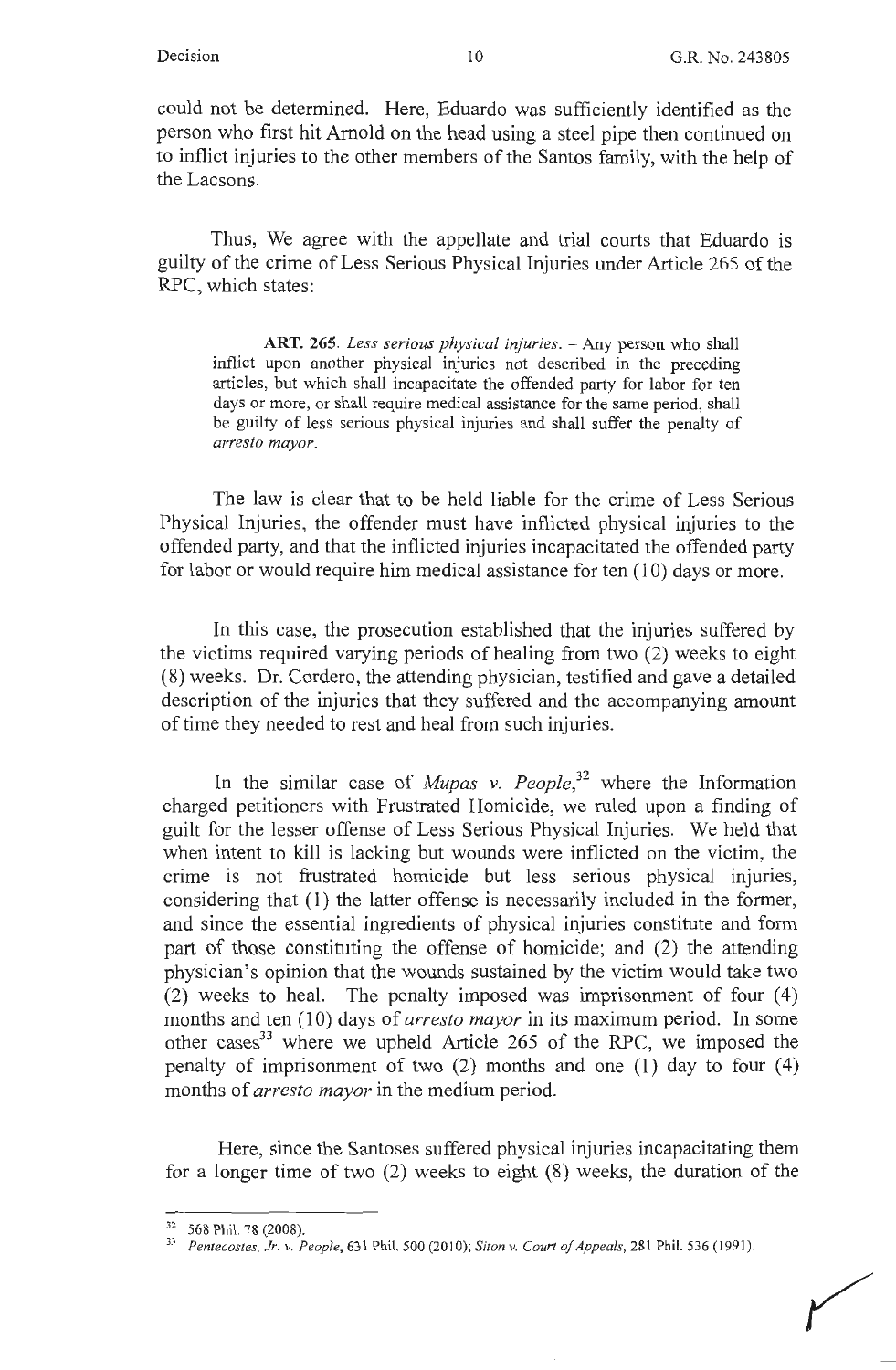could not be determined. Here, Eduardo was sufficiently identified as the person who first hit Arnold on the head using a steel pipe then continued on to inflict injuries to the other members of the Santos family, with the help of the Lacsons.

Thus, We agree with the appellate and trial courts that Eduardo is guilty of the crime of Less Serious Physical Injuries under Article 265 of the RPC, which states:

> **ART. 265.** *Less serious physical injuries.* – Any person who shall inflict upon another physical injuries not described in the preceding articles, but which shall incapacitate the offended party for labor for ten days or more, or shall require medical assistance for the same period, shall be guilty of less serious physical injuries and shall suffer the penalty of *arresto mayor*.

The law is clear that to be held liable for the crime of Less Serious Physical Injuries, the offender must have inflicted physical injuries to the offended party, and that the inflicted injuries incapacitated the offended party for labor or would require him medical assistance for ten (10) days or more.

In this case, the prosecution established that the injuries suffered by the victims required varying periods of healing from two (2) weeks to eight (8) weeks. Dr. Cordero, the attending physician, testified and gave a detailed description of the injuries that they suffered and the accompanying amount of time they needed to rest and heal from such injuries.

In the similar case of *Mupas v. People*,[32] where the Information charged petitioners with Frustrated Homicide, we ruled upon a finding of guilt for the lesser offense of Less Serious Physical Injuries. We held that when intent to kill is lacking but wounds were inflicted on the victim, the crime is not frustrated homicide but less serious physical injuries, considering that (1) the latter offense is necessarily included in the former, and since the essential ingredients of physical injuries constitute and form part of those constituting the offense of homicide; and (2) the attending physician's opinion that the wounds sustained by the victim would take two (2) weeks to heal. The penalty imposed was imprisonment of four (4) months and ten (10) days of *arresto mayor* in its maximum period. In some other cases[33] where we upheld Article 265 of the RPC, we imposed the penalty of imprisonment of two (2) months and one (1) day to four (4) months of *arresto mayor* in the medium period.

Here, since the Santoses suffered physical injuries incapacitating them for a longer time of two (2) weeks to eight (8) weeks, the duration of the

---

[32] 568 Phil. 78 (2008).

[33] *Pentecostes, Jr. v. People*, 631 Phil. 500 (2010); *Siton v. Court of Appeals*, 281 Phil. 536 (1991).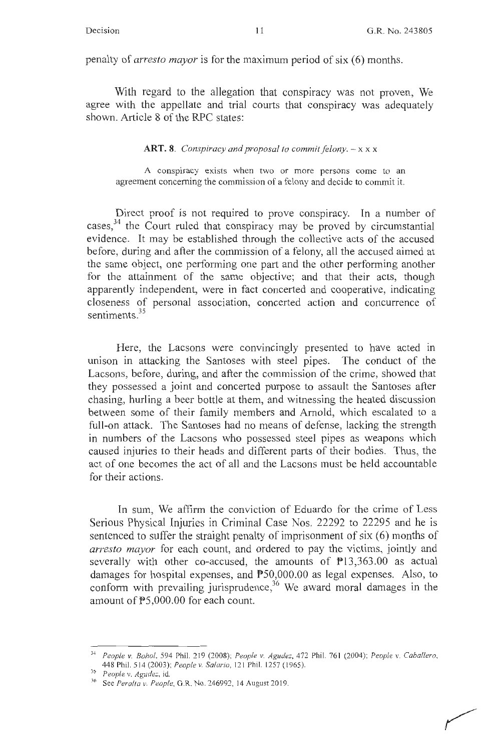penalty of *arresto mayor* is for the maximum period of six (6) months.

With regard to the allegation that conspiracy was not proven, We agree with the appellate and trial courts that conspiracy was adequately shown. Article 8 of the RPC states:

> **ART. 8**. *Conspiracy and proposal to commit felony*. – x x x
>
> A conspiracy exists when two or more persons come to an agreement concerning the commission of a felony and decide to commit it.

Direct proof is not required to prove conspiracy. In a number of cases,[34] the Court ruled that conspiracy may be proved by circumstantial evidence. It may be established through the collective acts of the accused before, during and after the commission of a felony, all the accused aimed at the same object, one performing one part and the other performing another for the attainment of the same objective; and that their acts, though apparently independent, were in fact concerted and cooperative, indicating closeness of personal association, concerted action and concurrence of sentiments.[35]

Here, the Lacsons were convincingly presented to have acted in unison in attacking the Santoses with steel pipes. The conduct of the Lacsons, before, during, and after the commission of the crime, showed that they possessed a joint and concerted purpose to assault the Santoses after chasing, hurling a beer bottle at them, and witnessing the heated discussion between some of their family members and Arnold, which escalated to a full-on attack. The Santoses had no means of defense, lacking the strength in numbers of the Lacsons who possessed steel pipes as weapons which caused injuries to their heads and different parts of their bodies. Thus, the act of one becomes the act of all and the Lacsons must be held accountable for their actions.

In sum, We affirm the conviction of Eduardo for the crime of Less Serious Physical Injuries in Criminal Case Nos. 22292 to 22295 and he is sentenced to suffer the straight penalty of imprisonment of six (6) months of *arresto mayor* for each count, and ordered to pay the victims, jointly and severally with other co-accused, the amounts of ₱13,363.00 as actual damages for hospital expenses, and ₱50,000.00 as legal expenses. Also, to conform with prevailing jurisprudence,[36] We award moral damages in the amount of ₱5,000.00 for each count.

---

[34] *People v. Bohol*, 594 Phil. 219 (2008); *People v. Agudez*, 472 Phil. 761 (2004); *People v. Caballero*, 448 Phil. 514 (2003); *People v. Salario*, 121 Phil. 1257 (1965).

[35] *People v. Agudez*, id.

[36] See *Peralta v. People*, G.R. No. 246992, 14 August 2019.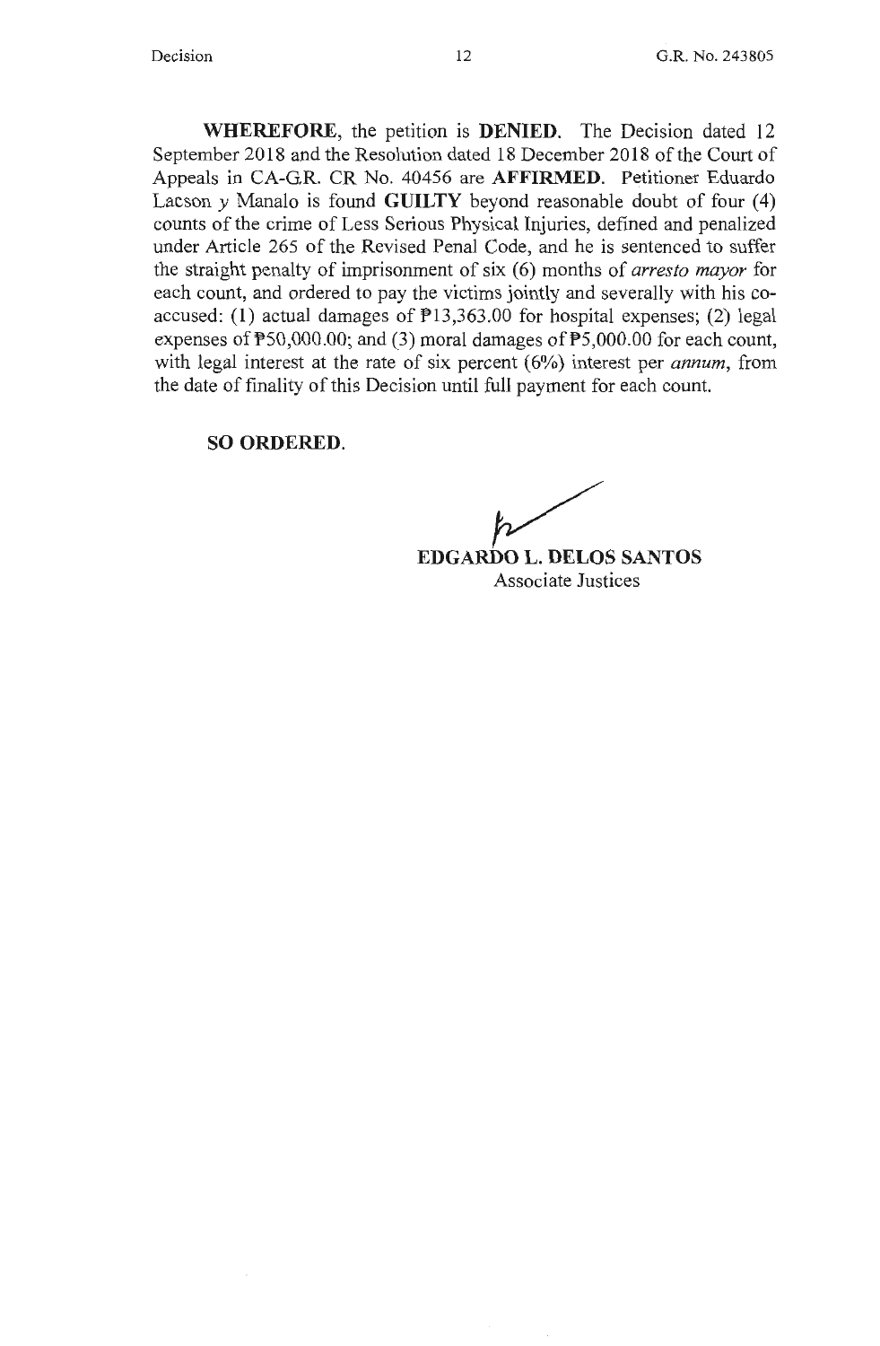**WHEREFORE**, the petition is **DENIED**. The Decision dated 12 September 2018 and the Resolution dated 18 December 2018 of the Court of Appeals in CA-G.R. CR No. 40456 are **AFFIRMED**. Petitioner Eduardo Lacson *y* Manalo is found **GUILTY** beyond reasonable doubt of four (4) counts of the crime of Less Serious Physical Injuries, defined and penalized under Article 265 of the Revised Penal Code, and he is sentenced to suffer the straight penalty of imprisonment of six (6) months of *arresto mayor* for each count, and ordered to pay the victims jointly and severally with his co-accused: (1) actual damages of ₱13,363.00 for hospital expenses; (2) legal expenses of ₱50,000.00; and (3) moral damages of ₱5,000.00 for each count, with legal interest at the rate of six percent (6%) interest per *annum*, from the date of finality of this Decision until full payment for each count.

**SO ORDERED.**

**EDGARDO L. DELOS SANTOS**
Associate Justices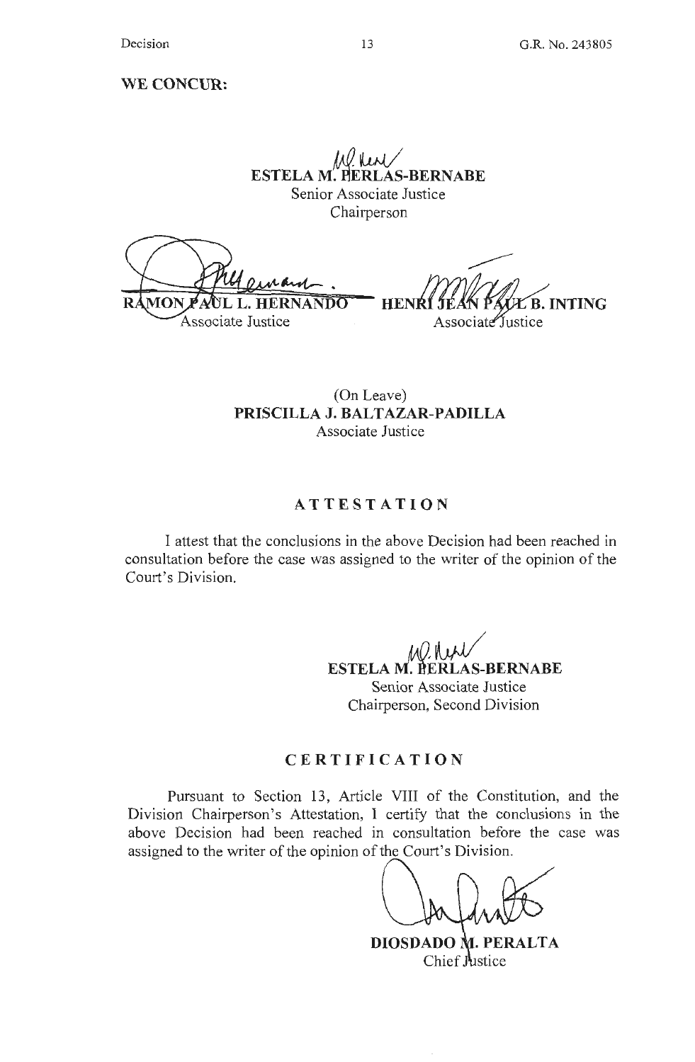**WE CONCUR:**

**ESTELA M. PERLAS-BERNABE**
Senior Associate Justice
Chairperson

**RAMON PAUL L. HERNANDO**
Associate Justice

**HENRI JEAN PAUL B. INTING**
Associate Justice

(On Leave)
**PRISCILLA J. BALTAZAR-PADILLA**
Associate Justice

## ATTESTATION

I attest that the conclusions in the above Decision had been reached in consultation before the case was assigned to the writer of the opinion of the Court's Division.

**ESTELA M. PERLAS-BERNABE**
Senior Associate Justice
Chairperson, Second Division

## CERTIFICATION

Pursuant to Section 13, Article VIII of the Constitution, and the Division Chairperson's Attestation, I certify that the conclusions in the above Decision had been reached in consultation before the case was assigned to the writer of the opinion of the Court's Division.

**DIOSDADO M. PERALTA**
Chief Justice